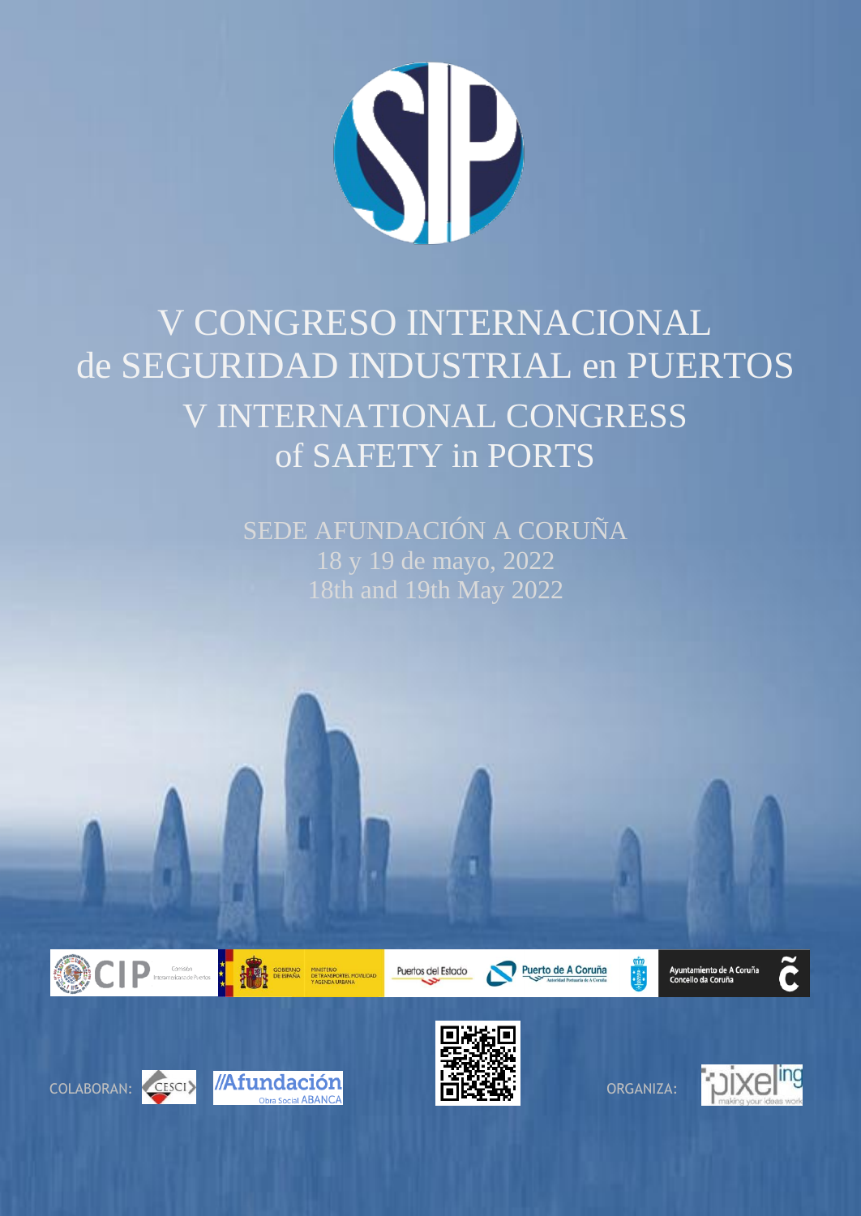# V CONGRESO INTERNACIONAL de SEGURIDAD INDUSTRIAL en PUERTOS

# V INTERNATIONAL CONGRESS of SAFETY in PORTS

SEDE AFUNDACIÓN A CORUÑA

18 y 19 de mayo, 2022

18th and 19th May 2022

COLABORAN:

ORGANIZA: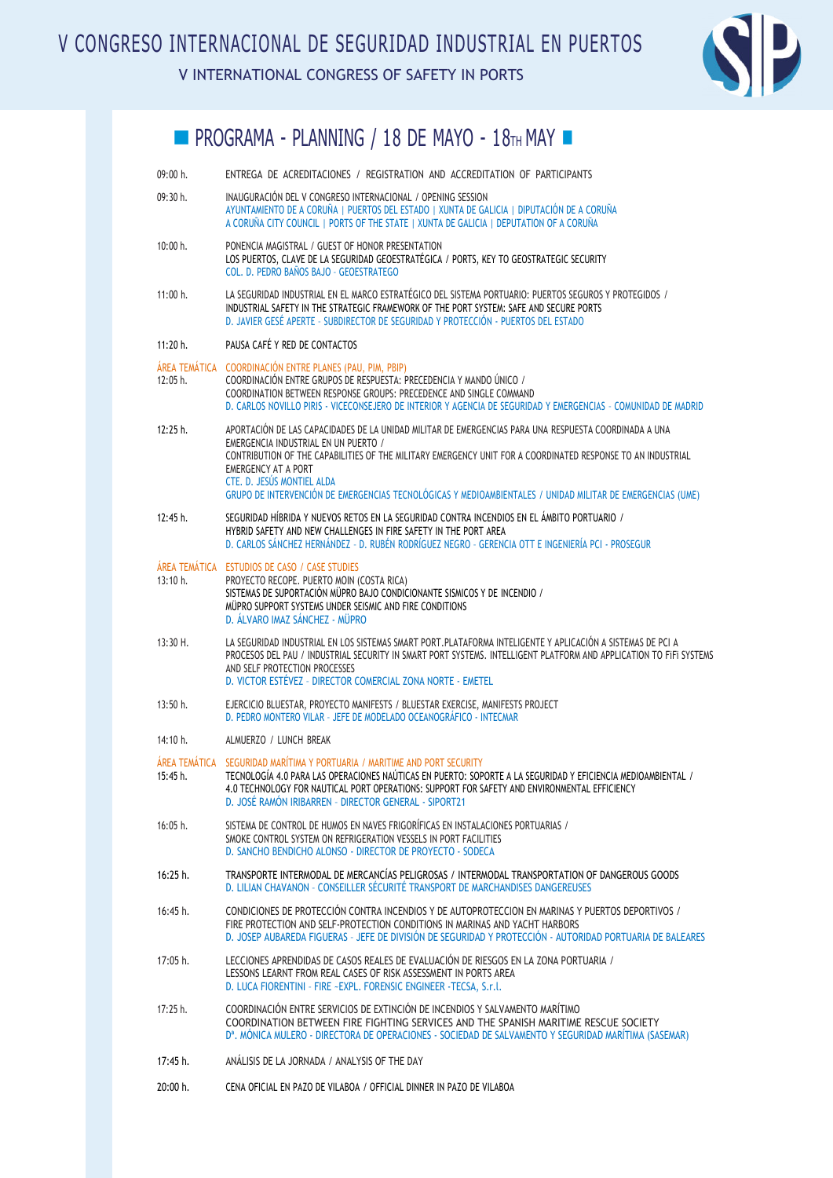## PROGRAMA - PLANNING / 18 DE MAYO - 18TH MAY

**09:00 h.** ENTREGA DE ACREDITACIONES / REGISTRATION AND ACCREDITATION OF PARTICIPANTS

**09:30 h.** INAUGURACIÓN DEL V CONGRESO INTERNACIONAL / OPENING SESSION
AYUNTAMIENTO DE A CORUÑA | PUERTOS DEL ESTADO | XUNTA DE GALICIA | DIPUTACIÓN DE A CORUÑA
A CORUÑA CITY COUNCIL | PORTS OF THE STATE | XUNTA DE GALICIA | DEPUTATION OF A CORUÑA

**10:00 h.** PONENCIA MAGISTRAL / GUEST OF HONOR PRESENTATION
LOS PUERTOS, CLAVE DE LA SEGURIDAD GEOESTRATÉGICA / PORTS, KEY TO GEOSTRATEGIC SECURITY
COL. D. PEDRO BAÑOS BAJO - GEOESTRATEGO

**11:00 h.** LA SEGURIDAD INDUSTRIAL EN EL MARCO ESTRATÉGICO DEL SISTEMA PORTUARIO: PUERTOS SEGUROS Y PROTEGIDOS / INDUSTRIAL SAFETY IN THE STRATEGIC FRAMEWORK OF THE PORT SYSTEM: SAFE AND SECURE PORTS
D. JAVIER GESÉ APERTE - SUBDIRECTOR DE SEGURIDAD Y PROTECCIÓN - PUERTOS DEL ESTADO

**11:20 h.** PAUSA CAFÉ Y RED DE CONTACTOS

### ÁREA TEMÁTICA: COORDINACIÓN ENTRE PLANES (PAU, PIM, PBIP)

**12:05 h.** COORDINACIÓN ENTRE GRUPOS DE RESPUESTA: PRECEDENCIA Y MANDO ÚNICO / COORDINATION BETWEEN RESPONSE GROUPS: PRECEDENCE AND SINGLE COMMAND
D. CARLOS NOVILLO PIRIS - VICECONSEJERO DE INTERIOR Y AGENCIA DE SEGURIDAD Y EMERGENCIAS - COMUNIDAD DE MADRID

**12:25 h.** APORTACIÓN DE LAS CAPACIDADES DE LA UNIDAD MILITAR DE EMERGENCIAS PARA UNA RESPUESTA COORDINADA A UNA EMERGENCIA INDUSTRIAL EN UN PUERTO / CONTRIBUTION OF THE CAPABILITIES OF THE MILITARY EMERGENCY UNIT FOR A COORDINATED RESPONSE TO AN INDUSTRIAL EMERGENCY AT A PORT
CTE. D. JESÚS MONTIEL ALDA
GRUPO DE INTERVENCIÓN DE EMERGENCIAS TECNOLÓGICAS Y MEDIOAMBIENTALES / UNIDAD MILITAR DE EMERGENCIAS (UME)

**12:45 h.** SEGURIDAD HÍBRIDA Y NUEVOS RETOS EN LA SEGURIDAD CONTRA INCENDIOS EN EL ÁMBITO PORTUARIO / HYBRID SAFETY AND NEW CHALLENGES IN FIRE SAFETY IN THE PORT AREA
D. CARLOS SÁNCHEZ HERNÁNDEZ - D. RUBÉN RODRÍGUEZ NEGRO - GERENCIA OTT E INGENIERÍA PCI - PROSEGUR

### ÁREA TEMÁTICA: ESTUDIOS DE CASO / CASE STUDIES

**13:10 h.** PROYECTO RECOPE. PUERTO MOIN (COSTA RICA)
SISTEMAS DE SUPORTACIÓN MÚPRO BAJO CONDICIONANTE SISMICOS Y DE INCENDIO / MÚPRO SUPPORT SYSTEMS UNDER SEISMIC AND FIRE CONDITIONS
D. ÁLVARO IMAZ SÁNCHEZ - MÚPRO

**13:30 H.** LA SEGURIDAD INDUSTRIAL EN LOS SISTEMAS SMART PORT.PLATAFORMA INTELIGENTE Y APLICACIÓN A SISTEMAS DE PCI A PROCESOS DEL PAU / INDUSTRIAL SECURITY IN SMART PORT SYSTEMS. INTELLIGENT PLATFORM AND APPLICATION TO FIFI SYSTEMS AND SELF PROTECTION PROCESSES
D. VICTOR ESTÉVEZ - DIRECTOR COMERCIAL ZONA NORTE - EMETEL

**13:50 h.** EJERCICIO BLUESTAR, PROYECTO MANIFESTS / BLUESTAR EXERCISE, MANIFESTS PROJECT
D. PEDRO MONTERO VILAR - JEFE DE MODELADO OCEANOGRÁFICO - INTECMAR

**14:10 h.** ALMUERZO / LUNCH BREAK

### ÁREA TEMÁTICA: SEGURIDAD MARÍTIMA Y PORTUARIA / MARITIME AND PORT SECURITY

**15:45 h.** TECNOLOGÍA 4.0 PARA LAS OPERACIONES NAÚTICAS EN PUERTO: SOPORTE A LA SEGURIDAD Y EFICIENCIA MEDIOAMBIENTAL / 4.0 TECHNOLOGY FOR NAUTICAL PORT OPERATIONS: SUPPORT FOR SAFETY AND ENVIRONMENTAL EFFICIENCY
D. JOSÉ RAMÓN IRIBARREN - DIRECTOR GENERAL - SIPORT21

**16:05 h.** SISTEMA DE CONTROL DE HUMOS EN NAVES FRIGORÍFICAS EN INSTALACIONES PORTUARIAS / SMOKE CONTROL SYSTEM ON REFRIGERATION VESSELS IN PORT FACILITIES
D. SANCHO BENDICHO ALONSO - DIRECTOR DE PROYECTO - SODECA

**16:25 h.** TRANSPORTE INTERMODAL DE MERCANCÍAS PELIGROSAS / INTERMODAL TRANSPORTATION OF DANGEROUS GOODS
D. LILIAN CHAVANON - CONSEILLER SÉCURITÉ TRANSPORT DE MARCHANDISES DANGEREUSES

**16:45 h.** CONDICIONES DE PROTECCIÓN CONTRA INCENDIOS Y DE AUTOPROTECCION EN MARINAS Y PUERTOS DEPORTIVOS / FIRE PROTECTION AND SELF-PROTECTION CONDITIONS IN MARINAS AND YACHT HARBORS
D. JOSEP AUBAREDA FIGUERAS - JEFE DE DIVISIÓN DE SEGURIDAD Y PROTECCIÓN - AUTORIDAD PORTUARIA DE BALEARES

**17:05 h.** LECCIONES APRENDIDAS DE CASOS REALES DE EVALUACIÓN DE RIESGOS EN LA ZONA PORTUARIA / LESSONS LEARNT FROM REAL CASES OF RISK ASSESSMENT IN PORTS AREA
D. LUCA FIORENTINI - FIRE -EXPL. FORENSIC ENGINEER -TECSA, S.r.l.

**17:25 h.** COORDINACIÓN ENTRE SERVICIOS DE EXTINCIÓN DE INCENDIOS Y SALVAMENTO MARÍTIMO
COORDINATION BETWEEN FIRE FIGHTING SERVICES AND THE SPANISH MARITIME RESCUE SOCIETY
Dª. MÓNICA MULERO - DIRECTORA DE OPERACIONES - SOCIEDAD DE SALVAMENTO Y SEGURIDAD MARÍTIMA (SASEMAR)

**17:45 h.** ANÁLISIS DE LA JORNADA / ANALYSIS OF THE DAY

**20:00 h.** CENA OFICIAL EN PAZO DE VILABOA / OFFICIAL DINNER IN PAZO DE VILABOA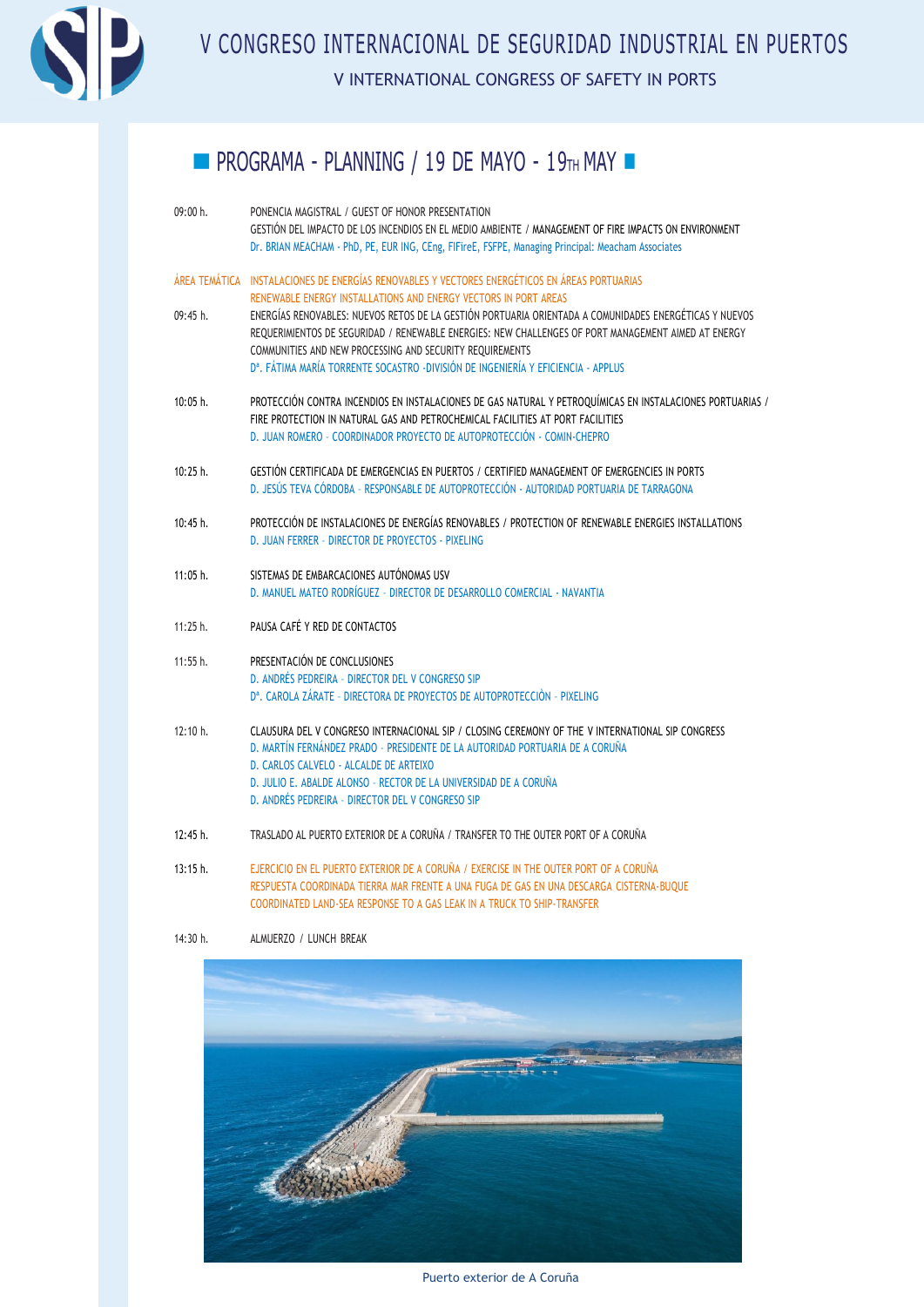# V CONGRESO INTERNACIONAL DE SEGURIDAD INDUSTRIAL EN PUERTOS

## V INTERNATIONAL CONGRESS OF SAFETY IN PORTS

## PROGRAMA - PLANNING / 19 DE MAYO - 19TH MAY

**09:00 h.** PONENCIA MAGISTRAL / GUEST OF HONOR PRESENTATION
GESTIÓN DEL IMPACTO DE LOS INCENDIOS EN EL MEDIO AMBIENTE / MANAGEMENT OF FIRE IMPACTS ON ENVIRONMENT
Dr. BRIAN MEACHAM - PhD, PE, EUR ING, CEng, FIFireE, FSFPE, Managing Principal: Meacham Associates

**ÁREA TEMÁTICA** INSTALACIONES DE ENERGÍAS RENOVABLES Y VECTORES ENERGÉTICOS EN ÁREAS PORTUARIAS
RENEWABLE ENERGY INSTALLATIONS AND ENERGY VECTORS IN PORT AREAS

**09:45 h.** ENERGÍAS RENOVABLES: NUEVOS RETOS DE LA GESTIÓN PORTUARIA ORIENTADA A COMUNIDADES ENERGÉTICAS Y NUEVOS REQUERIMIENTOS DE SEGURIDAD / RENEWABLE ENERGIES: NEW CHALLENGES OF PORT MANAGEMENT AIMED AT ENERGY COMMUNITIES AND NEW PROCESSING AND SECURITY REQUIREMENTS
Dª. FÁTIMA MARÍA TORRENTE SOCASTRO -DIVISIÓN DE INGENIERÍA Y EFICIENCIA - APPLUS

**10:05 h.** PROTECCIÓN CONTRA INCENDIOS EN INSTALACIONES DE GAS NATURAL Y PETROQUÍMICAS EN INSTALACIONES PORTUARIAS / FIRE PROTECTION IN NATURAL GAS AND PETROCHEMICAL FACILITIES AT PORT FACILITIES
D. JUAN ROMERO - COORDINADOR PROYECTO DE AUTOPROTECCIÓN - COMIN-CHEPRO

**10:25 h.** GESTIÓN CERTIFICADA DE EMERGENCIAS EN PUERTOS / CERTIFIED MANAGEMENT OF EMERGENCIES IN PORTS
D. JESÚS TEVA CÓRDOBA - RESPONSABLE DE AUTOPROTECCIÓN - AUTORIDAD PORTUARIA DE TARRAGONA

**10:45 h.** PROTECCIÓN DE INSTALACIONES DE ENERGÍAS RENOVABLES / PROTECTION OF RENEWABLE ENERGIES INSTALLATIONS
D. JUAN FERRER - DIRECTOR DE PROYECTOS - PIXELING

**11:05 h.** SISTEMAS DE EMBARCACIONES AUTÓNOMAS USV
D. MANUEL MATEO RODRÍGUEZ - DIRECTOR DE DESARROLLO COMERCIAL - NAVANTIA

**11:25 h.** PAUSA CAFÉ Y RED DE CONTACTOS

**11:55 h.** PRESENTACIÓN DE CONCLUSIONES
D. ANDRÉS PEDREIRA - DIRECTOR DEL V CONGRESO SIP
Dª. CAROLA ZÁRATE - DIRECTORA DE PROYECTOS DE AUTOPROTECCIÒN - PIXELING

**12:10 h.** CLAUSURA DEL V CONGRESO INTERNACIONAL SIP / CLOSING CEREMONY OF THE V INTERNATIONAL SIP CONGRESS
D. MARTÍN FERNÁNDEZ PRADO - PRESIDENTE DE LA AUTORIDAD PORTUARIA DE A CORUÑA
D. CARLOS CALVELO - ALCALDE DE ARTEIXO
D. JULIO E. ABALDE ALONSO - RECTOR DE LA UNIVERSIDAD DE A CORUÑA
D. ANDRÉS PEDREIRA - DIRECTOR DEL V CONGRESO SIP

**12:45 h.** TRASLADO AL PUERTO EXTERIOR DE A CORUÑA / TRANSFER TO THE OUTER PORT OF A CORUÑA

**13:15 h.** EJERCICIO EN EL PUERTO EXTERIOR DE A CORUÑA / EXERCISE IN THE OUTER PORT OF A CORUÑA
RESPUESTA COORDINADA TIERRA MAR FRENTE A UNA FUGA DE GAS EN UNA DESCARGA CISTERNA-BUQUE
COORDINATED LAND-SEA RESPONSE TO A GAS LEAK IN A TRUCK TO SHIP-TRANSFER

**14:30 h.** ALMUERZO / LUNCH BREAK

Puerto exterior de A Coruña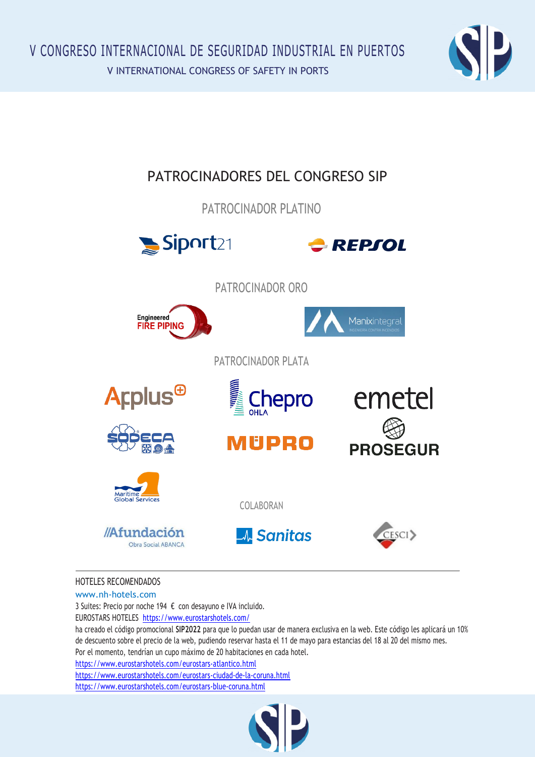# PATROCINADORES DEL CONGRESO SIP

## PATROCINADOR PLATINO

Siport21

REPSOL

## PATROCINADOR ORO

Engineered FIRE PIPING

Manixintegral
INGENIERÍA CONTRA INCENDIOS

## PATROCINADOR PLATA

Applus

Chepro OHLA

emetel

SODECA

MÜPRO

PROSEGUR

Maritime Global Services

## COLABORAN

//Afundación
Obra Social ABANCA

Sanitas

CESCI

---

HOTELES RECOMENDADOS

www.nh-hotels.com

3 Suites: Precio por noche 194 € con desayuno e IVA incluido.

EUROSTARS HOTELES https://www.eurostarshotels.com/

ha creado el código promocional **SIP2022** para que lo puedan usar de manera exclusiva en la web. Este código les aplicará un 10% de descuento sobre el precio de la web, pudiendo reservar hasta el 11 de mayo para estancias del 18 al 20 del mismo mes.

Por el momento, tendrían un cupo máximo de 20 habitaciones en cada hotel.

https://www.eurostarshotels.com/eurostars-atlantico.html

https://www.eurostarshotels.com/eurostars-ciudad-de-la-coruna.html

https://www.eurostarshotels.com/eurostars-blue-coruna.html